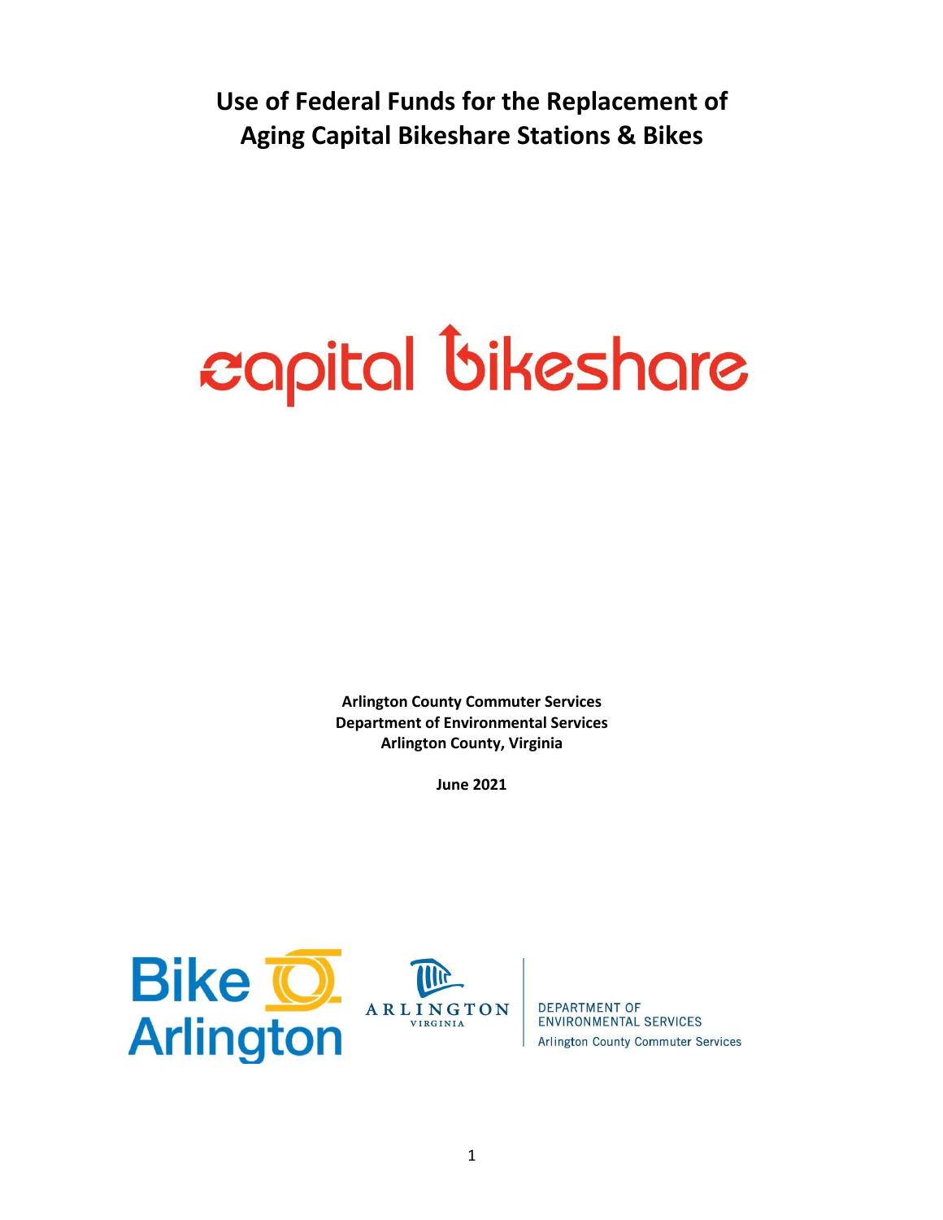# Use of Federal Funds for the Replacement of Aging Capital Bikeshare Stations & Bikes

capital bikeshare

**Arlington County Commuter Services**
**Department of Environmental Services**
**Arlington County, Virginia**

**June 2021**

Bike Arlington

ARLINGTON VIRGINIA

DEPARTMENT OF ENVIRONMENTAL SERVICES
Arlington County Commuter Services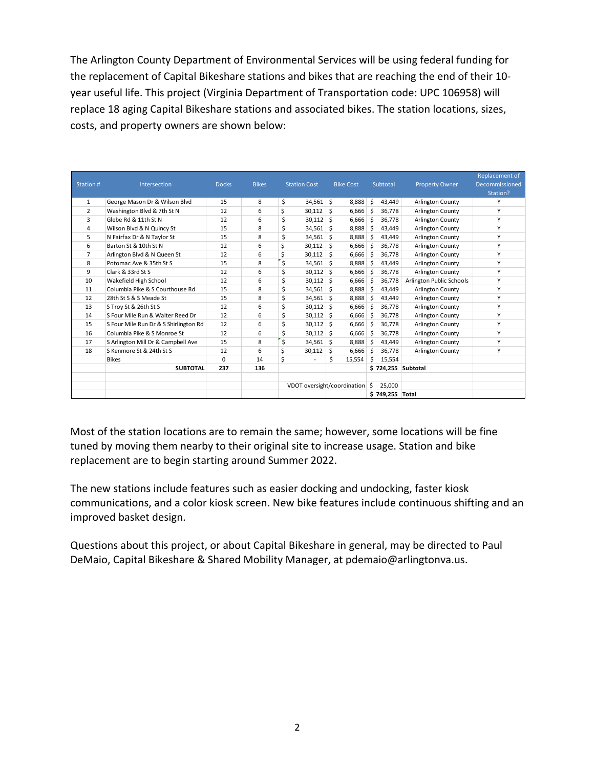The Arlington County Department of Environmental Services will be using federal funding for the replacement of Capital Bikeshare stations and bikes that are reaching the end of their 10-year useful life. This project (Virginia Department of Transportation code: UPC 106958) will replace 18 aging Capital Bikeshare stations and associated bikes. The station locations, sizes, costs, and property owners are shown below:

| Station # | Intersection | Docks | Bikes | Station Cost | Bike Cost | Subtotal | Property Owner | Replacement of Decommissioned Station? |
|---|---|---|---|---|---|---|---|---|
| 1 | George Mason Dr & Wilson Blvd | 15 | 8 | $ 34,561 | $ 8,888 | $ 43,449 | Arlington County | Y |
| 2 | Washington Blvd & 7th St N | 12 | 6 | $ 30,112 | $ 6,666 | $ 36,778 | Arlington County | Y |
| 3 | Glebe Rd & 11th St N | 12 | 6 | $ 30,112 | $ 6,666 | $ 36,778 | Arlington County | Y |
| 4 | Wilson Blvd & N Quincy St | 15 | 8 | $ 34,561 | $ 8,888 | $ 43,449 | Arlington County | Y |
| 5 | N Fairfax Dr & N Taylor St | 15 | 8 | $ 34,561 | $ 8,888 | $ 43,449 | Arlington County | Y |
| 6 | Barton St & 10th St N | 12 | 6 | $ 30,112 | $ 6,666 | $ 36,778 | Arlington County | Y |
| 7 | Arlington Blvd & N Queen St | 12 | 6 | $ 30,112 | $ 6,666 | $ 36,778 | Arlington County | Y |
| 8 | Potomac Ave & 35th St S | 15 | 8 | $ 34,561 | $ 8,888 | $ 43,449 | Arlington County | Y |
| 9 | Clark & 33rd St S | 12 | 6 | $ 30,112 | $ 6,666 | $ 36,778 | Arlington County | Y |
| 10 | Wakefield High School | 12 | 6 | $ 30,112 | $ 6,666 | $ 36,778 | Arlington Public Schools | Y |
| 11 | Columbia Pike & S Courthouse Rd | 15 | 8 | $ 34,561 | $ 8,888 | $ 43,449 | Arlington County | Y |
| 12 | 28th St S & S Meade St | 15 | 8 | $ 34,561 | $ 8,888 | $ 43,449 | Arlington County | Y |
| 13 | S Troy St & 26th St S | 12 | 6 | $ 30,112 | $ 6,666 | $ 36,778 | Arlington County | Y |
| 14 | S Four Mile Run & Walter Reed Dr | 12 | 6 | $ 30,112 | $ 6,666 | $ 36,778 | Arlington County | Y |
| 15 | S Four Mile Run Dr & S Shirlington Rd | 12 | 6 | $ 30,112 | $ 6,666 | $ 36,778 | Arlington County | Y |
| 16 | Columbia Pike & S Monroe St | 12 | 6 | $ 30,112 | $ 6,666 | $ 36,778 | Arlington County | Y |
| 17 | S Arlington Mill Dr & Campbell Ave | 15 | 8 | $ 34,561 | $ 8,888 | $ 43,449 | Arlington County | Y |
| 18 | S Kenmore St & 24th St S | 12 | 6 | $ 30,112 | $ 6,666 | $ 36,778 | Arlington County | Y |
| | Bikes | 0 | 14 | $ - | $ 15,554 | $ 15,554 | | |
| | **SUBTOTAL** | **237** | **136** | | | **$ 724,255** | **Subtotal** | |
| | | | | | | | | |
| | | | | VDOT oversight/coordination | | $ 25,000 | | |
| | | | | | | **$ 749,255** | **Total** | |

Most of the station locations are to remain the same; however, some locations will be fine tuned by moving them nearby to their original site to increase usage. Station and bike replacement are to begin starting around Summer 2022.

The new stations include features such as easier docking and undocking, faster kiosk communications, and a color kiosk screen. New bike features include continuous shifting and an improved basket design.

Questions about this project, or about Capital Bikeshare in general, may be directed to Paul DeMaio, Capital Bikeshare & Shared Mobility Manager, at pdemaio@arlingtonva.us.